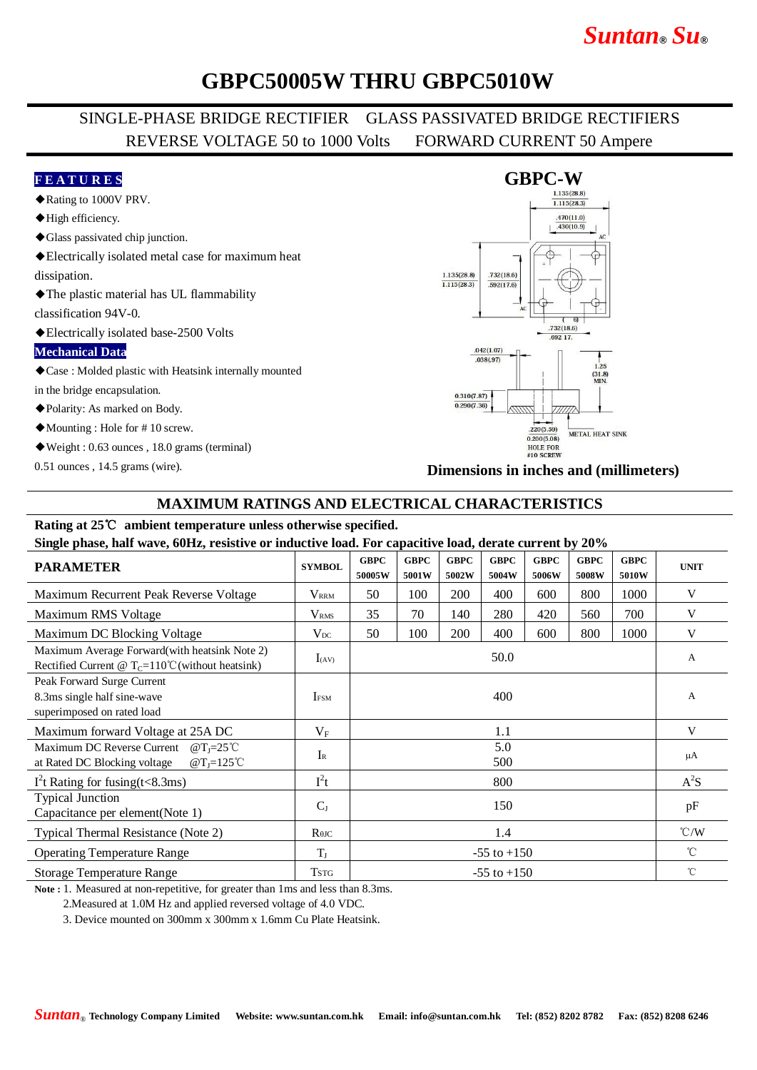# GBPC50005W THRU GBPC5010W

SINGLE-PHASE BRIDGE RECTIFIER    GLASS PASSIVATED BRIDGE RECTIFIERS
REVERSE VOLTAGE 50 to 1000 Volts    FORWARD CURRENT 50 Ampere

**FEATURES**

- ◆Rating to 1000V PRV.
- ◆High efficiency.
- ◆Glass passivated chip junction.
- ◆Electrically isolated metal case for maximum heat dissipation.
- ◆The plastic material has UL flammability classification 94V-0.
- ◆Electrically isolated base-2500 Volts

**Mechanical Data**

- ◆Case : Molded plastic with Heatsink internally mounted in the bridge encapsulation.
- ◆Polarity: As marked on Body.
- ◆Mounting : Hole for # 10 screw.
- ◆Weight : 0.63 ounces , 18.0 grams (terminal) 0.51 ounces , 14.5 grams (wire).

**GBPC-W**

**Dimensions in inches and (millimeters)**

## MAXIMUM RATINGS AND ELECTRICAL CHARACTERISTICS

**Rating at 25℃ ambient temperature unless otherwise specified.**
**Single phase, half wave, 60Hz, resistive or inductive load. For capacitive load, derate current by 20%**

| PARAMETER | SYMBOL | GBPC 50005W | GBPC 5001W | GBPC 5002W | GBPC 5004W | GBPC 5006W | GBPC 5008W | GBPC 5010W | UNIT |
|---|---|---|---|---|---|---|---|---|---|
| Maximum Recurrent Peak Reverse Voltage | $V_{RRM}$ | 50 | 100 | 200 | 400 | 600 | 800 | 1000 | V |
| Maximum RMS Voltage | $V_{RMS}$ | 35 | 70 | 140 | 280 | 420 | 560 | 700 | V |
| Maximum DC Blocking Voltage | $V_{DC}$ | 50 | 100 | 200 | 400 | 600 | 800 | 1000 | V |
| Maximum Average Forward(with heatsink Note 2) Rectified Current @ $T_C$=110℃(without heatsink) | $I_{(AV)}$ | 50.0 | | | | | | | A |
| Peak Forward Surge Current 8.3ms single half sine-wave superimposed on rated load | $I_{FSM}$ | 400 | | | | | | | A |
| Maximum forward Voltage at 25A DC | $V_F$ | 1.1 | | | | | | | V |
| Maximum DC Reverse Current @$T_J$=25℃ at Rated DC Blocking voltage @$T_J$=125℃ | $I_R$ | 5.0 / 500 | | | | | | | μA |
| $I^2t$ Rating for fusing(t<8.3ms) | $I^2t$ | 800 | | | | | | | $A^2S$ |
| Typical Junction Capacitance per element(Note 1) | $C_J$ | 150 | | | | | | | pF |
| Typical Thermal Resistance (Note 2) | $R_{θJC}$ | 1.4 | | | | | | | ℃/W |
| Operating Temperature Range | $T_J$ | -55 to +150 | | | | | | | ℃ |
| Storage Temperature Range | $T_{STG}$ | -55 to +150 | | | | | | | ℃ |

**Note :** 1. Measured at non-repetitive, for greater than 1ms and less than 8.3ms.
2.Measured at 1.0M Hz and applied reversed voltage of 4.0 VDC.
3. Device mounted on 300mm x 300mm x 1.6mm Cu Plate Heatsink.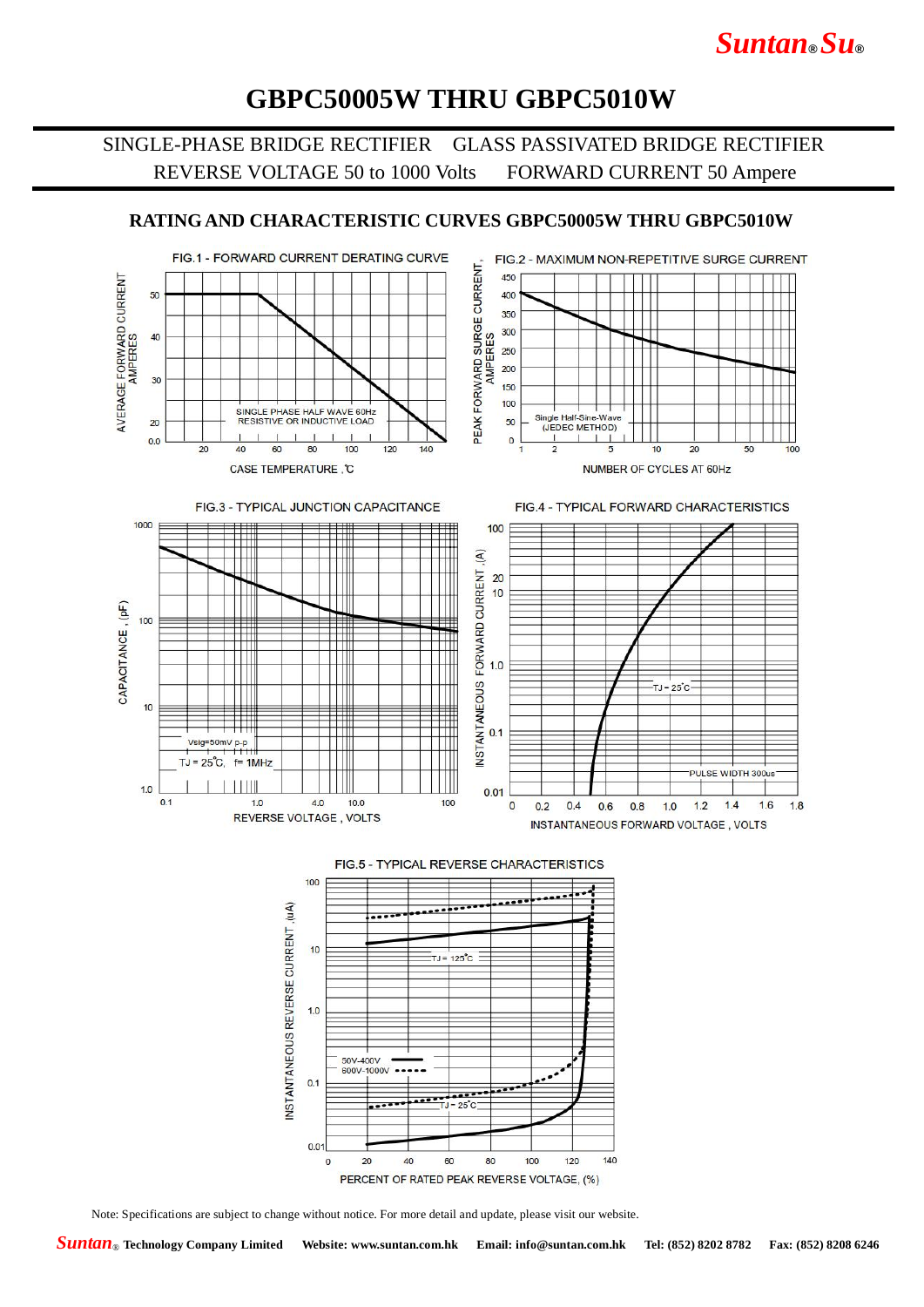# GBPC50005W THRU GBPC5010W

SINGLE-PHASE BRIDGE RECTIFIER GLASS PASSIVATED BRIDGE RECTIFIER

REVERSE VOLTAGE 50 to 1000 Volts FORWARD CURRENT 50 Ampere

## RATING AND CHARACTERISTIC CURVES GBPC50005W THRU GBPC5010W

FIG.1 - FORWARD CURRENT DERATING CURVE

AVERAGE FORWARD CURRENT AMPERES

50
40
30
20
0.0

20 40 60 80 100 120 140

SINGLE PHASE HALF WAVE 60Hz
RESISTIVE OR INDUCTIVE LOAD

CASE TEMPERATURE ,℃

FIG.2 - MAXIMUM NON-REPETITIVE SURGE CURRENT

PEAK FORWARD SURGE CURRENT, AMPERES

450
400
350
300
250
200
150
100
50
0

1 2 5 10 20 50 100

Single Half-Sine-Wave
(JEDEC METHOD)

NUMBER OF CYCLES AT 60Hz

FIG.3 - TYPICAL JUNCTION CAPACITANCE

CAPACITANCE , (pF)

1000
100
10
1.0

0.1 1.0 4.0 10.0 100

Vsig=50mV p-p
TJ = 25℃, f= 1MHz

REVERSE VOLTAGE , VOLTS

FIG.4 - TYPICAL FORWARD CHARACTERISTICS

INSTANTANEOUS FORWARD CURRENT ,(A)

100
20
10
1.0
0.1
0.01

0 0.2 0.4 0.6 0.8 1.0 1.2 1.4 1.6 1.8

TJ = 25℃

PULSE WIDTH 300us

INSTANTANEOUS FORWARD VOLTAGE , VOLTS

FIG.5 - TYPICAL REVERSE CHARACTERISTICS

INSTANTANEOUS REVERSE CURRENT ,(uA)

100
10
1.0
0.1
0.01

0 20 40 60 80 100 120 140

TJ = 125℃

50V-400V
600V-1000V

TJ = 25℃

PERCENT OF RATED PEAK REVERSE VOLTAGE, (%)

Note: Specifications are subject to change without notice. For more detail and update, please visit our website.

**Suntan® Technology Company Limited Website: www.suntan.com.hk Email: info@suntan.com.hk Tel: (852) 8202 8782 Fax: (852) 8208 6246**